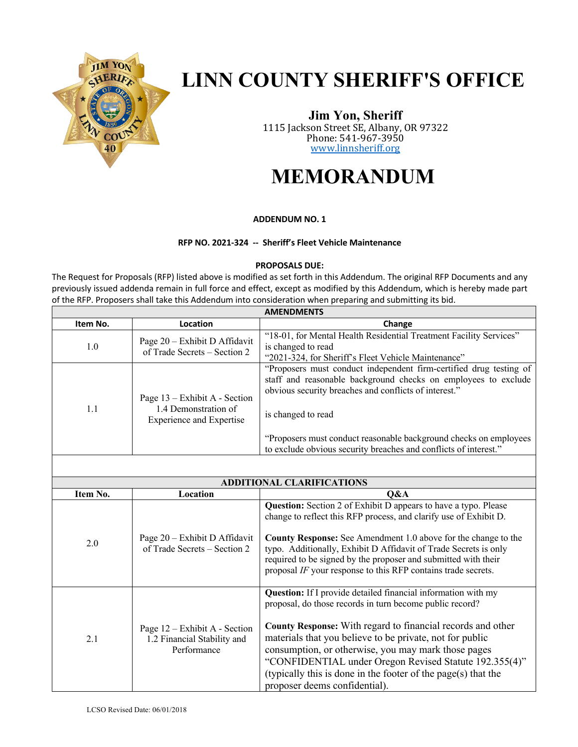# LINN COUNTY SHERIFF'S OFFICE

**Jim Yon, Sheriff**
1115 Jackson Street SE, Albany, OR 97322
Phone: 541-967-3950
www.linnsheriff.org

# MEMORANDUM

**ADDENDUM NO. 1**

**RFP NO. 2021-324 -- Sheriff's Fleet Vehicle Maintenance**

**PROPOSALS DUE:**

The Request for Proposals (RFP) listed above is modified as set forth in this Addendum. The original RFP Documents and any previously issued addenda remain in full force and effect, except as modified by this Addendum, which is hereby made part of the RFP. Proposers shall take this Addendum into consideration when preparing and submitting its bid.

| **AMENDMENTS** | | |
|---|---|---|
| **Item No.** | **Location** | **Change** |
| 1.0 | Page 20 – Exhibit D Affidavit of Trade Secrets – Section 2 | "18-01, for Mental Health Residential Treatment Facility Services" is changed to read "2021-324, for Sheriff's Fleet Vehicle Maintenance" |
| 1.1 | Page 13 – Exhibit A - Section 1.4 Demonstration of Experience and Expertise | "Proposers must conduct independent firm-certified drug testing of staff and reasonable background checks on employees to exclude obvious security breaches and conflicts of interest." is changed to read "Proposers must conduct reasonable background checks on employees to exclude obvious security breaches and conflicts of interest." |

| **ADDITIONAL CLARIFICATIONS** | | |
|---|---|---|
| **Item No.** | **Location** | **Q&A** |
| 2.0 | Page 20 – Exhibit D Affidavit of Trade Secrets – Section 2 | **Question:** Section 2 of Exhibit D appears to have a typo. Please change to reflect this RFP process, and clarify use of Exhibit D. **County Response:** See Amendment 1.0 above for the change to the typo. Additionally, Exhibit D Affidavit of Trade Secrets is only required to be signed by the proposer and submitted with their proposal *IF* your response to this RFP contains trade secrets. |
| 2.1 | Page 12 – Exhibit A - Section 1.2 Financial Stability and Performance | **Question:** If I provide detailed financial information with my proposal, do those records in turn become public record? **County Response:** With regard to financial records and other materials that you believe to be private, not for public consumption, or otherwise, you may mark those pages "CONFIDENTIAL under Oregon Revised Statute 192.355(4)" (typically this is done in the footer of the page(s) that the proposer deems confidential). |

LCSO Revised Date: 06/01/2018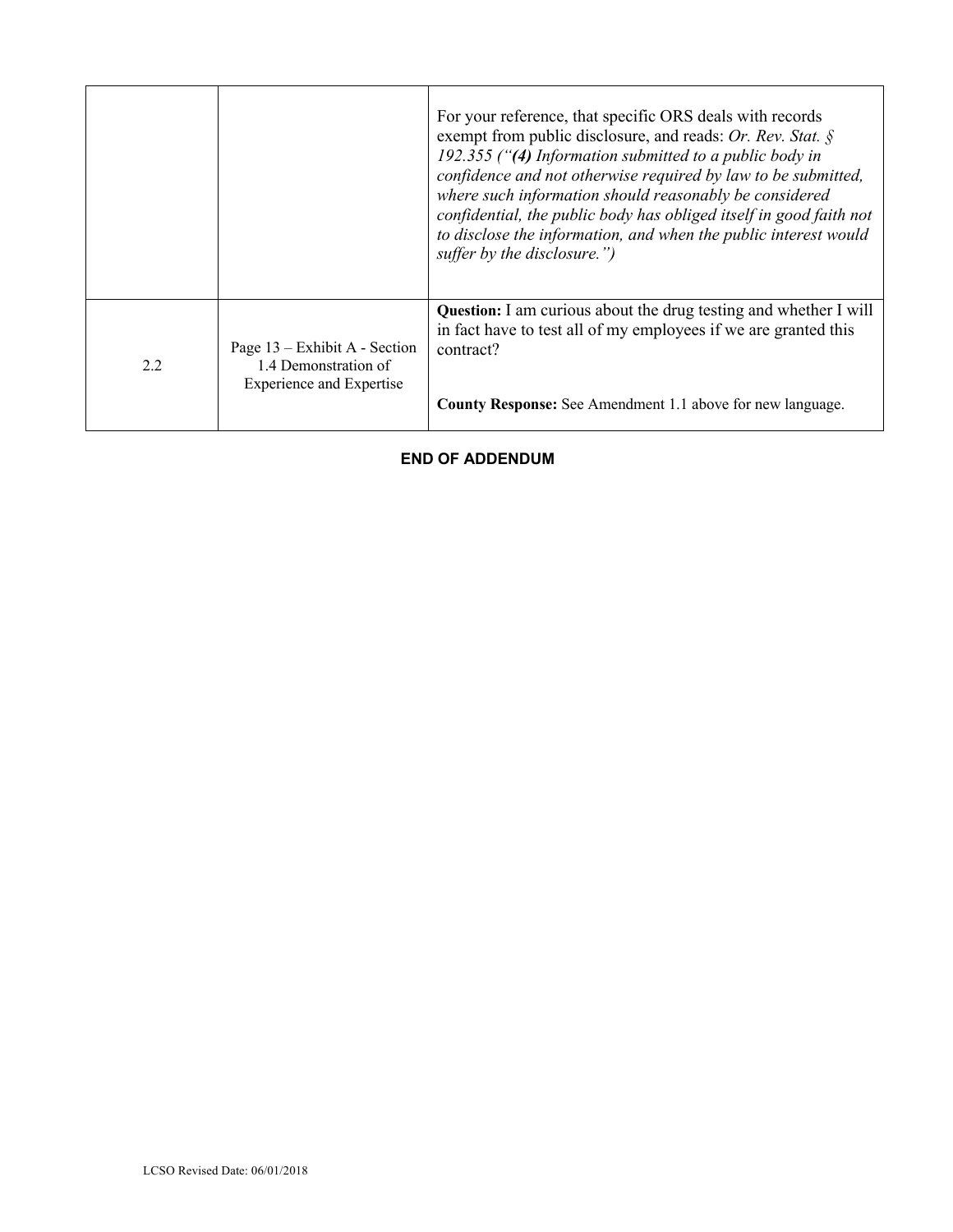| | | |
|---|---|---|
| | | For your reference, that specific ORS deals with records exempt from public disclosure, and reads: *Or. Rev. Stat. § 192.355 ("**(4)** Information submitted to a public body in confidence and not otherwise required by law to be submitted, where such information should reasonably be considered confidential, the public body has obliged itself in good faith not to disclose the information, and when the public interest would suffer by the disclosure.")* |
| 2.2 | Page 13 – Exhibit A - Section 1.4 Demonstration of Experience and Expertise | **Question:** I am curious about the drug testing and whether I will in fact have to test all of my employees if we are granted this contract?<br><br>**County Response:** See Amendment 1.1 above for new language. |

**END OF ADDENDUM**

LCSO Revised Date: 06/01/2018